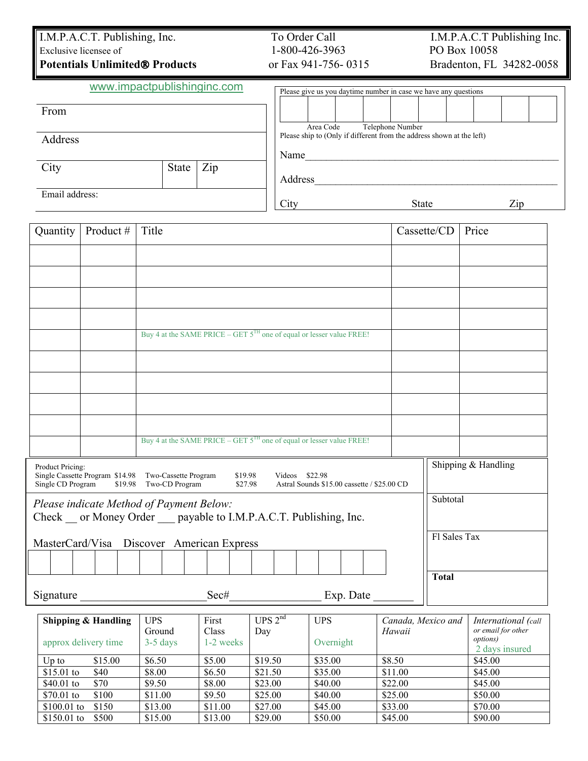I.M.P.A.C.T. Publishing, Inc.
Exclusive licensee of
**Potentials Unlimited® Products**

To Order Call
1-800-426-3963
or Fax 941-756- 0315

I.M.P.A.C.T Publishing Inc.
PO Box 10058
Bradenton, FL 34282-0058

www.impactpublishinginc.com

From

Address

City | State | Zip

Email address:

Please give us you daytime number in case we have any questions

Area Code    Telephone Number

Please ship to (Only if different from the address shown at the left)

Name________________________________________________

Address______________________________________________

City    State    Zip

| Quantity | Product # | Title | Cassette/CD | Price |
|---|---|---|---|---|
| | | | | |
| | | | | |
| | | | | |
| | | | | |
| | | Buy 4 at the SAME PRICE – GET 5TH one of equal or lesser value FREE! | | |
| | | | | |
| | | | | |
| | | | | |
| | | | | |
| | | Buy 4 at the SAME PRICE – GET 5TH one of equal or lesser value FREE! | | |

Product Pricing:
Single Cassette Program $14.98    Two-Cassette Program $19.98    Videos $22.98
Single CD Program $19.98    Two-CD Program $27.98    Astral Sounds $15.00 cassette / $25.00 CD

*Please indicate Method of Payment Below:*
Check __ or Money Order ___ payable to I.M.P.A.C.T. Publishing, Inc.

MasterCard/Visa    Discover    American Express

Signature ____________________ Sec#______________ Exp. Date _______

Shipping & Handling

Subtotal

Fl Sales Tax

**Total**

| **Shipping & Handling** approx delivery time | UPS Ground 3-5 days | First Class 1-2 weeks | UPS 2nd Day | UPS Overnight | *Canada, Mexico and Hawaii* | *International (call or email for other options)* 2 days insured |
|---|---|---|---|---|---|---|
| Up to $15.00 | $6.50 | $5.00 | $19.50 | $35.00 | $8.50 | $45.00 |
| $15.01 to $40 | $8.00 | $6.50 | $21.50 | $35.00 | $11.00 | $45.00 |
| $40.01 to $70 | $9.50 | $8.00 | $23.00 | $40.00 | $22.00 | $45.00 |
| $70.01 to $100 | $11.00 | $9.50 | $25.00 | $40.00 | $25.00 | $50.00 |
| $100.01 to $150 | $13.00 | $11.00 | $27.00 | $45.00 | $33.00 | $70.00 |
| $150.01 to $500 | $15.00 | $13.00 | $29.00 | $50.00 | $45.00 | $90.00 |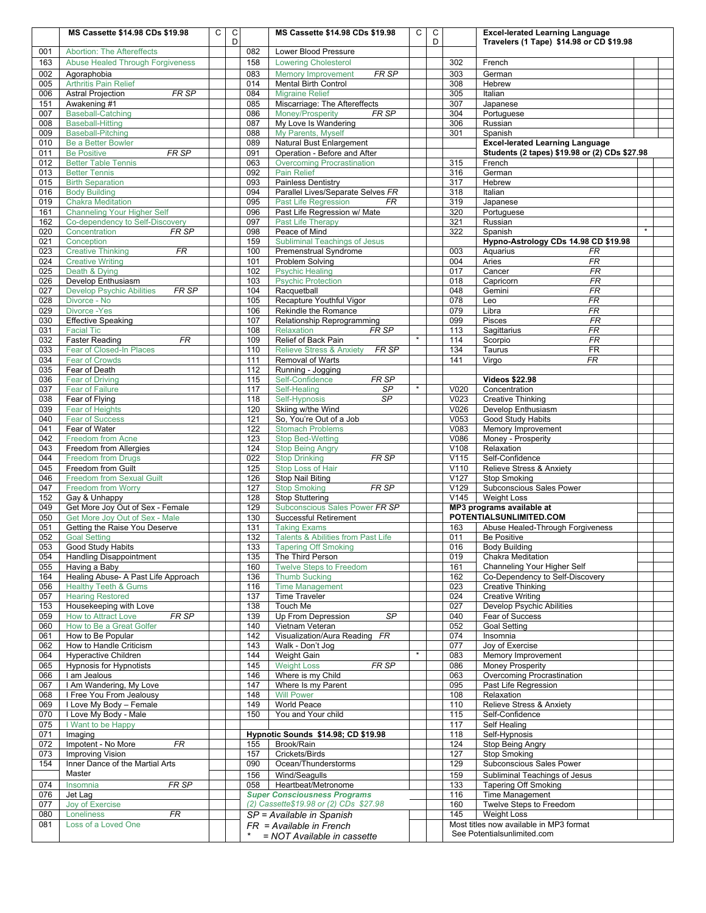| | MS Cassette $14.98 CDs $19.98 | C | CD | | MS Cassette $14.98 CDs $19.98 | C | CD | | Excel-lerated Learning Language Travelers (1 Tape) $14.98 or CD $19.98 | | |
|---|---|---|---|---|---|---|---|---|---|---|---|
| 001 | Abortion: The Aftereffects | | | 082 | Lower Blood Pressure | | | | | | |
| 163 | Abuse Healed Through Forgiveness | | | 158 | Lowering Cholesterol | | | 302 | French | | |
| 002 | Agoraphobia | | | 083 | Memory Improvement FR SP | | | 303 | German | | |
| 005 | Arthritis Pain Relief | | | 014 | Mental Birth Control | | | 308 | Hebrew | | |
| 006 | Astral Projection FR SP | | | 084 | Migraine Relief | | | 305 | Italian | | |
| 151 | Awakening #1 | | | 085 | Miscarriage: The Aftereffects | | | 307 | Japanese | | |
| 007 | Baseball-Catching | | | 086 | Money/Prosperity FR SP | | | 304 | Portuguese | | |
| 008 | Baseball-Hitting | | | 087 | My Love Is Wandering | | | 306 | Russian | | |
| 009 | Baseball-Pitching | | | 088 | My Parents, Myself | | | 301 | Spanish | | |
| 010 | Be a Better Bowler | | | 089 | Natural Bust Enlargement | | | | **Excel-lerated Learning Language** | | |
| 011 | Be Positive FR SP | | | 091 | Operation - Before and After | | | | **Students (2 tapes) $19.98 or (2) CDs $27.98** | | |
| 012 | Better Table Tennis | | | 063 | Overcoming Procrastination | | | 315 | French | | |
| 013 | Better Tennis | | | 092 | Pain Relief | | | 316 | German | | |
| 015 | Birth Separation | | | 093 | Painless Dentistry | | | 317 | Hebrew | | |
| 016 | Body Building | | | 094 | Parallel Lives/Separate Selves FR | | | 318 | Italian | | |
| 019 | Chakra Meditation | | | 095 | Past Life Regression FR | | | 319 | Japanese | | |
| 161 | Channeling Your Higher Self | | | 096 | Past Life Regression w/ Mate | | | 320 | Portuguese | | |
| 162 | Co-dependency to Self-Discovery | | | 097 | Past Life Therapy | | | 321 | Russian | | |
| 020 | Concentration FR SP | | | 098 | Peace of Mind | | | 322 | Spanish | * | |
| 021 | Conception | | | 159 | Subliminal Teachings of Jesus | | | | **Hypno-Astrology CDs 14.98 CD $19.98** | | |
| 023 | Creative Thinking FR | | | 100 | Premenstrual Syndrome | | | 003 | Aquarius FR | | |
| 024 | Creative Writing | | | 101 | Problem Solving | | | 004 | Aries FR | | |
| 025 | Death & Dying | | | 102 | Psychic Healing | | | 017 | Cancer FR | | |
| 026 | Develop Enthusiasm | | | 103 | Psychic Protection | | | 018 | Capricorn FR | | |
| 027 | Develop Psychic Abilities FR SP | | | 104 | Racquetball | | | 048 | Gemini FR | | |
| 028 | Divorce - No | | | 105 | Recapture Youthful Vigor | | | 078 | Leo FR | | |
| 029 | Divorce -Yes | | | 106 | Rekindle the Romance | | | 079 | Libra FR | | |
| 030 | Effective Speaking | | | 107 | Relationship Reprogramming | | | 099 | Pisces FR | | |
| 031 | Facial Tic | | | 108 | Relaxation FR SP | | | 113 | Sagittarius FR | | |
| 032 | Faster Reading FR | | | 109 | Relief of Back Pain | * | | 114 | Scorpio FR | | |
| 033 | Fear of Closed-In Places | | | 110 | Relieve Stress & Anxiety FR SP | | | 134 | Taurus FR | | |
| 034 | Fear of Crowds | | | 111 | Removal of Warts | | | 141 | Virgo FR | | |
| 035 | Fear of Death | | | 112 | Running - Jogging | | | | | | |
| 036 | Fear of Driving | | | 115 | Self-Confidence FR SP | | | | **Videos $22.98** | | |
| 037 | Fear of Failure | | | 117 | Self-Healing SP | * | | V020 | Concentration | | |
| 038 | Fear of Flying | | | 118 | Self-Hypnosis SP | | | V023 | Creative Thinking | | |
| 039 | Fear of Heights | | | 120 | Skiing w/the Wind | | | V026 | Develop Enthusiasm | | |
| 040 | Fear of Success | | | 121 | So, You're Out of a Job | | | V053 | Good Study Habits | | |
| 041 | Fear of Water | | | 122 | Stomach Problems | | | V083 | Memory Improvement | | |
| 042 | Freedom from Acne | | | 123 | Stop Bed-Wetting | | | V086 | Money - Prosperity | | |
| 043 | Freedom from Allergies | | | 124 | Stop Being Angry | | | V108 | Relaxation | | |
| 044 | Freedom from Drugs | | | 022 | Stop Drinking FR SP | | | V115 | Self-Confidence | | |
| 045 | Freedom from Guilt | | | 125 | Stop Loss of Hair | | | V110 | Relieve Stress & Anxiety | | |
| 046 | Freedom from Sexual Guilt | | | 126 | Stop Nail Biting | | | V127 | Stop Smoking | | |
| 047 | Freedom from Worry | | | 127 | Stop Smoking FR SP | | | V129 | Subconscious Sales Power | | |
| 152 | Gay & Unhappy | | | 128 | Stop Stuttering | | | V145 | Weight Loss | | |
| 049 | Get More Joy Out of Sex - Female | | | 129 | Subconscious Sales Power FR SP | | | | **MP3 programs available at** | | |
| 050 | Get More Joy Out of Sex - Male | | | 130 | Successful Retirement | | | | **POTENTIALSUNLIMITED.COM** | | |
| 051 | Getting the Raise You Deserve | | | 131 | Taking Exams | | | 163 | Abuse Healed-Through Forgiveness | | |
| 052 | Goal Setting | | | 132 | Talents & Abilities from Past Life | | | 011 | Be Positive | | |
| 053 | Good Study Habits | | | 133 | Tapering Off Smoking | | | 016 | Body Building | | |
| 054 | Handling Disappointment | | | 135 | The Third Person | | | 019 | Chakra Meditation | | |
| 055 | Having a Baby | | | 160 | Twelve Steps to Freedom | | | 161 | Channeling Your Higher Self | | |
| 164 | Healing Abuse- A Past Life Approach | | | 136 | Thumb Sucking | | | 162 | Co-Dependency to Self-Discovery | | |
| 056 | Healthy Teeth & Gums | | | 116 | Time Management | | | 023 | Creative Thinking | | |
| 057 | Hearing Restored | | | 137 | Time Traveler | | | 024 | Creative Writing | | |
| 153 | Housekeeping with Love | | | 138 | Touch Me | | | 027 | Develop Psychic Abilities | | |
| 059 | How to Attract Love FR SP | | | 139 | Up From Depression SP | | | 040 | Fear of Success | | |
| 060 | How to Be a Great Golfer | | | 140 | Vietnam Veteran | | | 052 | Goal Setting | | |
| 061 | How to Be Popular | | | 142 | Visualization/Aura Reading FR | | | 074 | Insomnia | | |
| 062 | How to Handle Criticism | | | 143 | Walk - Don't Jog | | | 077 | Joy of Exercise | | |
| 064 | Hyperactive Children | | | 144 | Weight Gain | * | | 083 | Memory Improvement | | |
| 065 | Hypnosis for Hypnotists | | | 145 | Weight Loss FR SP | | | 086 | Money Prosperity | | |
| 066 | I am Jealous | | | 146 | Where is my Child | | | 063 | Overcoming Procrastination | | |
| 067 | I Am Wandering, My Love | | | 147 | Where Is my Parent | | | 095 | Past Life Regression | | |
| 068 | I Free You From Jealousy | | | 148 | Will Power | | | 108 | Relaxation | | |
| 069 | I Love My Body – Female | | | 149 | World Peace | | | 110 | Relieve Stress & Anxiety | | |
| 070 | I Love My Body - Male | | | 150 | You and Your child | | | 115 | Self-Confidence | | |
| 075 | I Want to be Happy | | | | | | | 117 | Self Healing | | |
| 071 | Imaging | | | | **Hypnotic Sounds $14.98; CD $19.98** | | | 118 | Self-Hypnosis | | |
| 072 | Impotent - No More FR | | | 155 | Brook/Rain | | | 124 | Stop Being Angry | | |
| 073 | Improving Vision | | | 157 | Crickets/Birds | | | 127 | Stop Smoking | | |
| 154 | Inner Dance of the Martial Arts Master | | | 090 | Ocean/Thunderstorms | | | 129 | Subconscious Sales Power | | |
| | | | | 156 | Wind/Seagulls | | | 159 | Subliminal Teachings of Jesus | | |
| 074 | Insomnia FR SP | | | 058 | Heartbeat/Metronome | | | 133 | Tapering Off Smoking | | |
| 076 | Jet Lag | | | | ***Super Consciousness Programs*** | | | 116 | Time Management | | |
| 077 | Joy of Exercise | | | | *(2) Cassette$19.98 or (2) CDs $27.98* | | | 160 | Twelve Steps to Freedom | | |
| 080 | Loneliness FR | | | | *SP = Available in Spanish* | | | 145 | Weight Loss | | |
| 081 | Loss of a Loved One | | | | *FR = Available in French* <br> * *= NOT Available in cassette* | | | | Most titles now available in MP3 format See Potentialsunlimited.com | | |